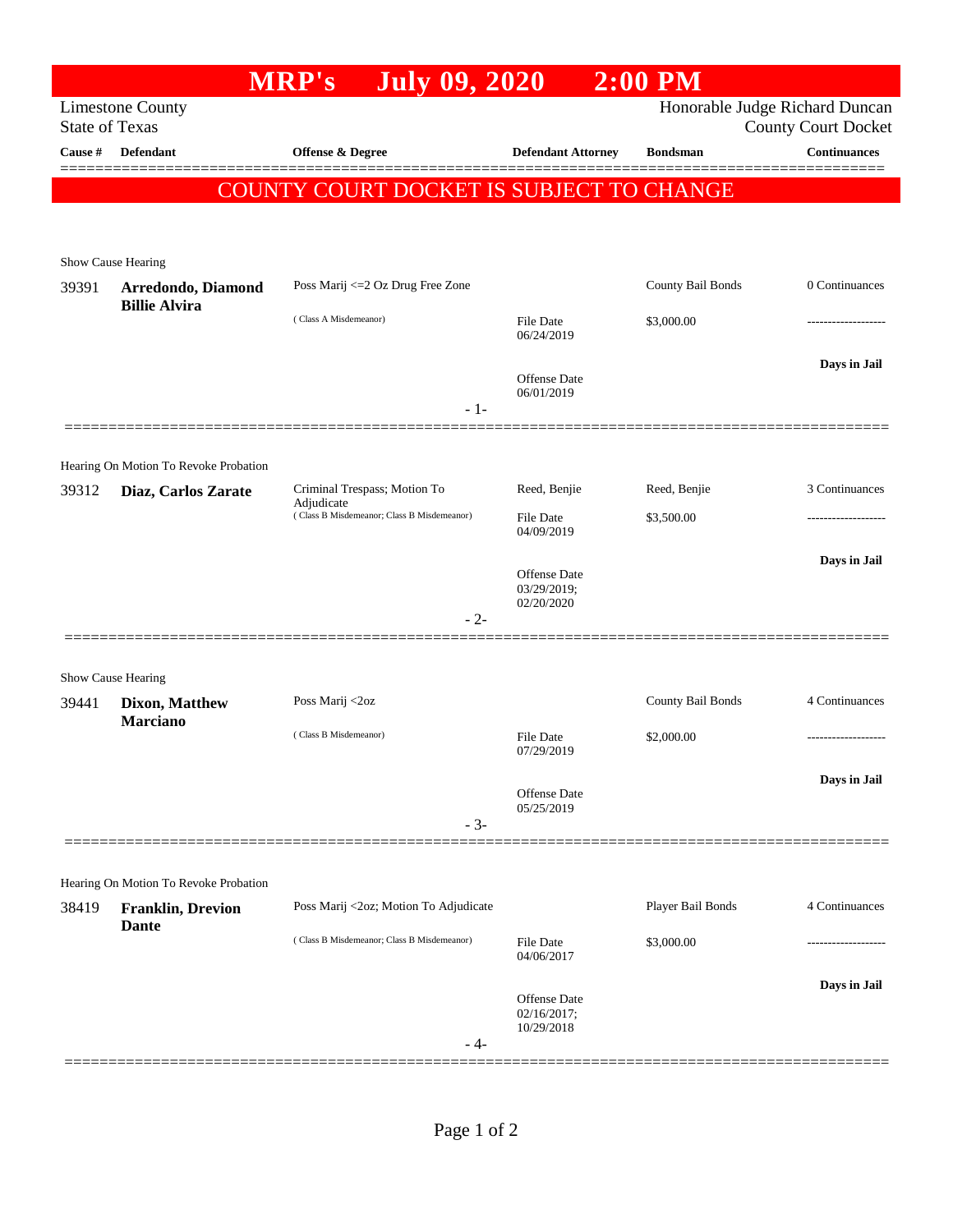# MRP's July 09, 2020 2:00 PM

Limestone County
State of Texas

Honorable Judge Richard Duncan
County Court Docket

| Cause # | Defendant | Offense & Degree | Defendant Attorney | Bondsman | Continuances |
|---|---|---|---|---|---|

## COUNTY COURT DOCKET IS SUBJECT TO CHANGE

Show Cause Hearing

| Cause # | Defendant | Offense & Degree | Defendant Attorney | Bondsman | Continuances |
|---|---|---|---|---|---|
| 39391 | **Arredondo, Diamond Billie Alvira** | Poss Marij <=2 Oz Drug Free Zone (Class A Misdemeanor) | File Date 06/24/2019; Offense Date 06/01/2019 | County Bail Bonds $3,000.00 | 0 Continuances; Days in Jail |

- 1-

Hearing On Motion To Revoke Probation

| Cause # | Defendant | Offense & Degree | Defendant Attorney | Bondsman | Continuances |
|---|---|---|---|---|---|
| 39312 | **Diaz, Carlos Zarate** | Criminal Trespass; Motion To Adjudicate (Class B Misdemeanor; Class B Misdemeanor) | Reed, Benjie; File Date 04/09/2019; Offense Date 03/29/2019; 02/20/2020 | Reed, Benjie $3,500.00 | 3 Continuances; Days in Jail |

- 2-

Show Cause Hearing

| Cause # | Defendant | Offense & Degree | Defendant Attorney | Bondsman | Continuances |
|---|---|---|---|---|---|
| 39441 | **Dixon, Matthew Marciano** | Poss Marij <2oz (Class B Misdemeanor) | File Date 07/29/2019; Offense Date 05/25/2019 | County Bail Bonds $2,000.00 | 4 Continuances; Days in Jail |

- 3-

Hearing On Motion To Revoke Probation

| Cause # | Defendant | Offense & Degree | Defendant Attorney | Bondsman | Continuances |
|---|---|---|---|---|---|
| 38419 | **Franklin, Drevion Dante** | Poss Marij <2oz; Motion To Adjudicate (Class B Misdemeanor; Class B Misdemeanor) | File Date 04/06/2017; Offense Date 02/16/2017; 10/29/2018 | Player Bail Bonds $3,000.00 | 4 Continuances; Days in Jail |

- 4-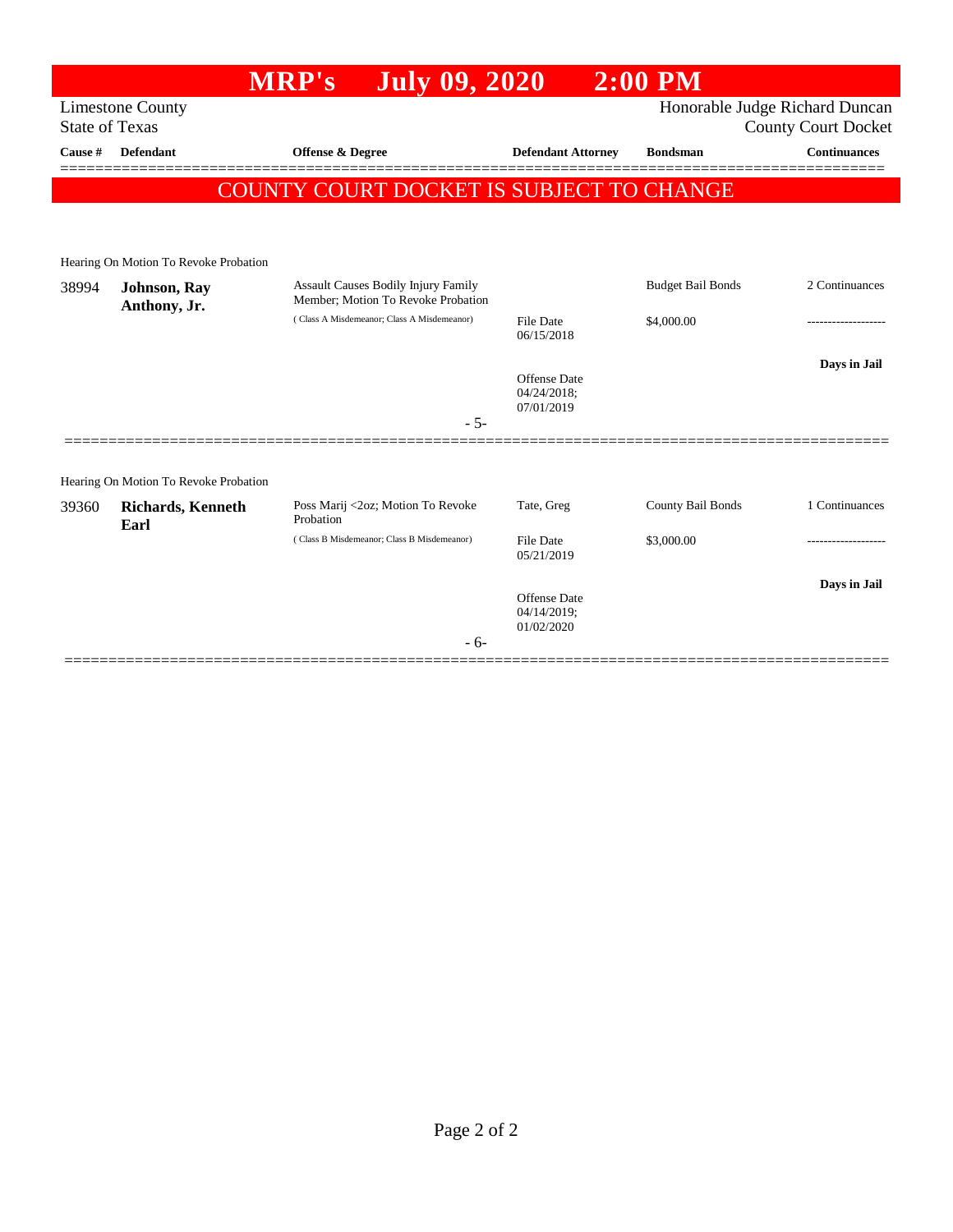# MRP's July 09, 2020 2:00 PM

Limestone County
State of Texas

Honorable Judge Richard Duncan
County Court Docket

| Cause # | Defendant | Offense & Degree | Defendant Attorney | Bondsman | Continuances |
|---|---|---|---|---|---|

COUNTY COURT DOCKET IS SUBJECT TO CHANGE

Hearing On Motion To Revoke Probation

| Cause # | Defendant | Offense & Degree | Defendant Attorney | Bondsman | Continuances |
|---|---|---|---|---|---|
| 38994 | **Johnson, Ray Anthony, Jr.** | Assault Causes Bodily Injury Family Member; Motion To Revoke Probation |  | Budget Bail Bonds | 2 Continuances |
|  |  | ( Class A Misdemeanor; Class A Misdemeanor) | File Date 06/15/2018 | $4,000.00 | ------------------- |
|  |  |  | Offense Date 04/24/2018; 07/01/2019 |  | **Days in Jail** |

- 5-

Hearing On Motion To Revoke Probation

| Cause # | Defendant | Offense & Degree | Defendant Attorney | Bondsman | Continuances |
|---|---|---|---|---|---|
| 39360 | **Richards, Kenneth Earl** | Poss Marij <2oz; Motion To Revoke Probation | Tate, Greg | County Bail Bonds | 1 Continuances |
|  |  | ( Class B Misdemeanor; Class B Misdemeanor) | File Date 05/21/2019 | $3,000.00 | ------------------- |
|  |  |  | Offense Date 04/14/2019; 01/02/2020 |  | **Days in Jail** |

- 6-